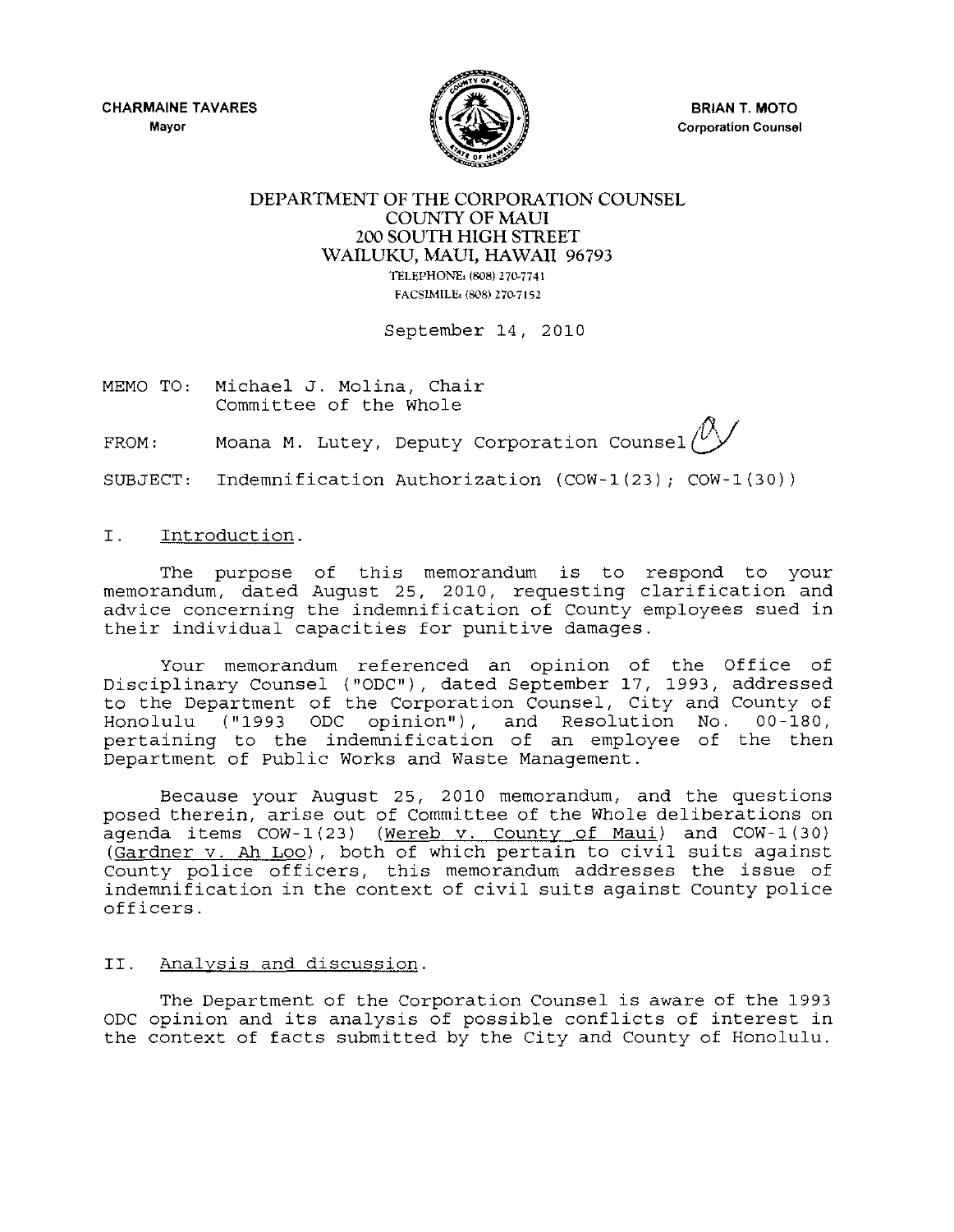CHARMAINE TAVARES
Mayor

BRIAN T. MOTO
Corporation Counsel

DEPARTMENT OF THE CORPORATION COUNSEL
COUNTY OF MAUI
200 SOUTH HIGH STREET
WAILUKU, MAUI, HAWAII 96793
TELEPHONE: (808) 270-7741
FACSIMILE: (808) 270-7152

September 14, 2010

MEMO TO: Michael J. Molina, Chair
Committee of the Whole

FROM: Moana M. Lutey, Deputy Corporation Counsel

SUBJECT: Indemnification Authorization (COW-1(23); COW-1(30))

## I. Introduction.

The purpose of this memorandum is to respond to your memorandum, dated August 25, 2010, requesting clarification and advice concerning the indemnification of County employees sued in their individual capacities for punitive damages.

Your memorandum referenced an opinion of the Office of Disciplinary Counsel ("ODC"), dated September 17, 1993, addressed to the Department of the Corporation Counsel, City and County of Honolulu ("1993 ODC opinion"), and Resolution No. 00-180, pertaining to the indemnification of an employee of the then Department of Public Works and Waste Management.

Because your August 25, 2010 memorandum, and the questions posed therein, arise out of Committee of the Whole deliberations on agenda items COW-1(23) (Wereb v. County of Maui) and COW-1(30) (Gardner v. Ah Loo), both of which pertain to civil suits against County police officers, this memorandum addresses the issue of indemnification in the context of civil suits against County police officers.

## II. Analysis and discussion.

The Department of the Corporation Counsel is aware of the 1993 ODC opinion and its analysis of possible conflicts of interest in the context of facts submitted by the City and County of Honolulu.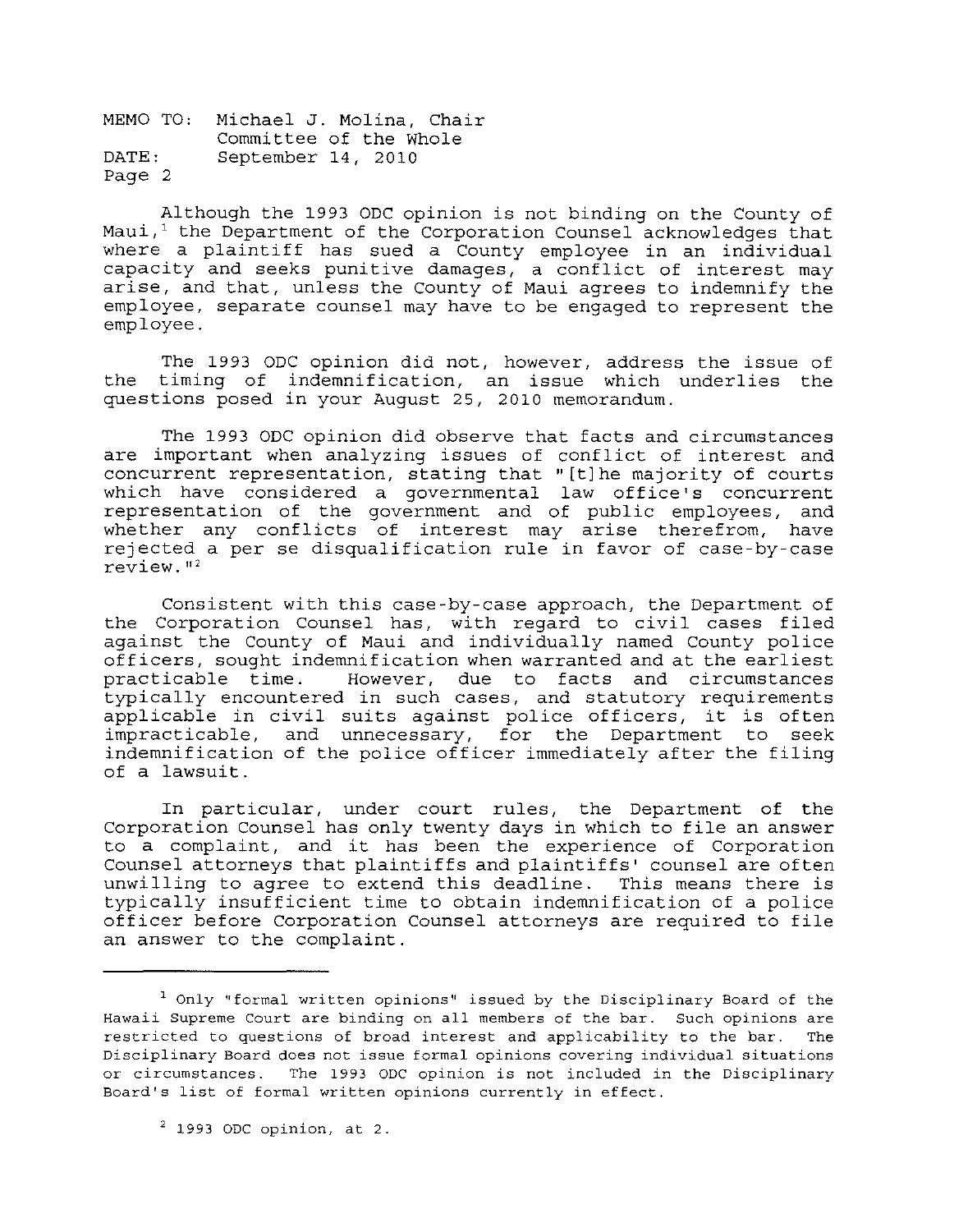MEMO TO: Michael J. Molina, Chair
Committee of the Whole
DATE: September 14, 2010

Although the 1993 ODC opinion is not binding on the County of Maui,[1] the Department of the Corporation Counsel acknowledges that where a plaintiff has sued a County employee in an individual capacity and seeks punitive damages, a conflict of interest may arise, and that, unless the County of Maui agrees to indemnify the employee, separate counsel may have to be engaged to represent the employee.

The 1993 ODC opinion did not, however, address the issue of the timing of indemnification, an issue which underlies the questions posed in your August 25, 2010 memorandum.

The 1993 ODC opinion did observe that facts and circumstances are important when analyzing issues of conflict of interest and concurrent representation, stating that "[t]he majority of courts which have considered a governmental law office's concurrent representation of the government and of public employees, and whether any conflicts of interest may arise therefrom, have rejected a per se disqualification rule in favor of case-by-case review."[2]

Consistent with this case-by-case approach, the Department of the Corporation Counsel has, with regard to civil cases filed against the County of Maui and individually named County police officers, sought indemnification when warranted and at the earliest practicable time. However, due to facts and circumstances typically encountered in such cases, and statutory requirements applicable in civil suits against police officers, it is often impracticable, and unnecessary, for the Department to seek indemnification of the police officer immediately after the filing of a lawsuit.

In particular, under court rules, the Department of the Corporation Counsel has only twenty days in which to file an answer to a complaint, and it has been the experience of Corporation Counsel attorneys that plaintiffs and plaintiffs' counsel are often unwilling to agree to extend this deadline. This means there is typically insufficient time to obtain indemnification of a police officer before Corporation Counsel attorneys are required to file an answer to the complaint.

---

[1] Only "formal written opinions" issued by the Disciplinary Board of the Hawaii Supreme Court are binding on all members of the bar. Such opinions are restricted to questions of broad interest and applicability to the bar. The Disciplinary Board does not issue formal opinions covering individual situations or circumstances. The 1993 ODC opinion is not included in the Disciplinary Board's list of formal written opinions currently in effect.

[2] 1993 ODC opinion, at 2.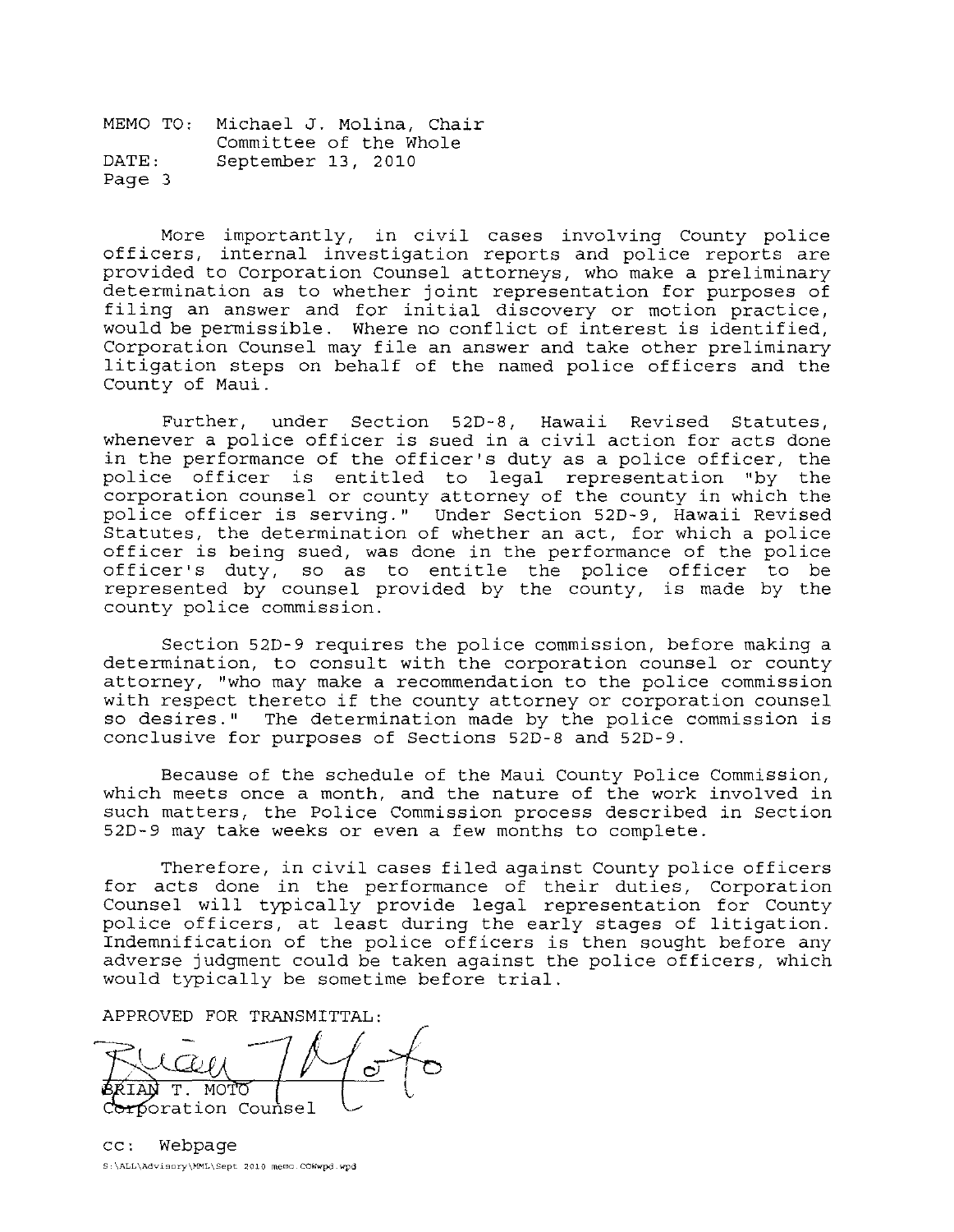MEMO TO: Michael J. Molina, Chair
Committee of the Whole
DATE: September 13, 2010
Page 3

More importantly, in civil cases involving County police officers, internal investigation reports and police reports are provided to Corporation Counsel attorneys, who make a preliminary determination as to whether joint representation for purposes of filing an answer and for initial discovery or motion practice, would be permissible. Where no conflict of interest is identified, Corporation Counsel may file an answer and take other preliminary litigation steps on behalf of the named police officers and the County of Maui.

Further, under Section 52D-8, Hawaii Revised Statutes, whenever a police officer is sued in a civil action for acts done in the performance of the officer's duty as a police officer, the police officer is entitled to legal representation "by the corporation counsel or county attorney of the county in which the police officer is serving." Under Section 52D-9, Hawaii Revised Statutes, the determination of whether an act, for which a police officer is being sued, was done in the performance of the police officer's duty, so as to entitle the police officer to be represented by counsel provided by the county, is made by the county police commission.

Section 52D-9 requires the police commission, before making a determination, to consult with the corporation counsel or county attorney, "who may make a recommendation to the police commission with respect thereto if the county attorney or corporation counsel so desires." The determination made by the police commission is conclusive for purposes of Sections 52D-8 and 52D-9.

Because of the schedule of the Maui County Police Commission, which meets once a month, and the nature of the work involved in such matters, the Police Commission process described in Section 52D-9 may take weeks or even a few months to complete.

Therefore, in civil cases filed against County police officers for acts done in the performance of their duties, Corporation Counsel will typically provide legal representation for County police officers, at least during the early stages of litigation. Indemnification of the police officers is then sought before any adverse judgment could be taken against the police officers, which would typically be sometime before trial.

APPROVED FOR TRANSMITTAL:

BRIAN T. MOTO
Corporation Counsel

cc: Webpage

S:\ALL\Advisory\MML\Sept 2010 memo.COWwpd.wpd